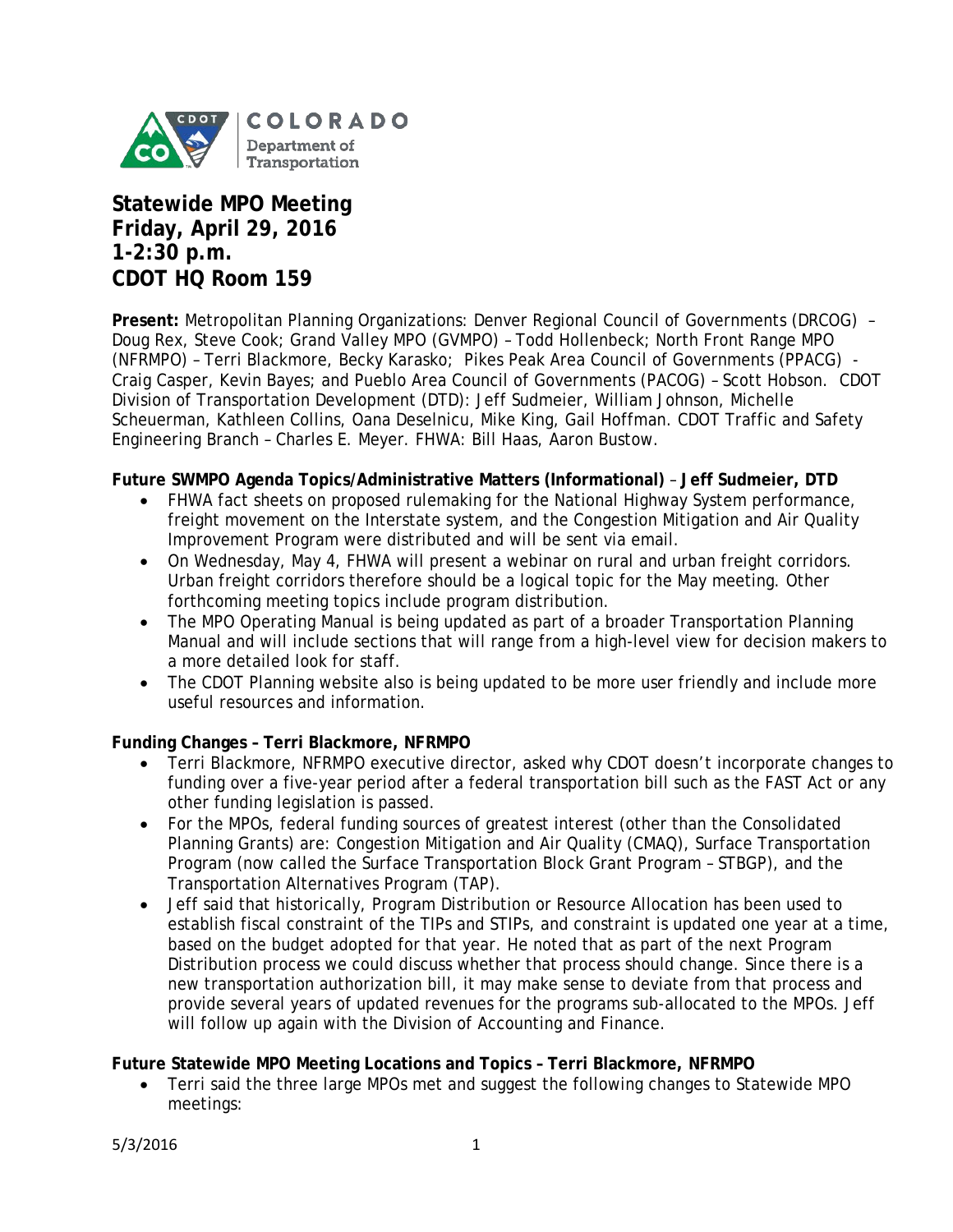# Statewide MPO Meeting
# Friday, April 29, 2016
# 1-2:30 p.m.
# CDOT HQ Room 159

**Present:** Metropolitan Planning Organizations: Denver Regional Council of Governments (DRCOG) – Doug Rex, Steve Cook; Grand Valley MPO (GVMPO) – Todd Hollenbeck; North Front Range MPO (NFRMPO) – Terri Blackmore, Becky Karasko; Pikes Peak Area Council of Governments (PPACG) - Craig Casper, Kevin Bayes; and Pueblo Area Council of Governments (PACOG) – Scott Hobson. CDOT Division of Transportation Development (DTD): Jeff Sudmeier, William Johnson, Michelle Scheuerman, Kathleen Collins, Oana Deselnicu, Mike King, Gail Hoffman. CDOT Traffic and Safety Engineering Branch – Charles E. Meyer. FHWA: Bill Haas, Aaron Bustow.

**Future SWMPO Agenda Topics/Administrative Matters (Informational) – Jeff Sudmeier, DTD**

- FHWA fact sheets on proposed rulemaking for the National Highway System performance, freight movement on the Interstate system, and the Congestion Mitigation and Air Quality Improvement Program were distributed and will be sent via email.
- On Wednesday, May 4, FHWA will present a webinar on rural and urban freight corridors. Urban freight corridors therefore should be a logical topic for the May meeting. Other forthcoming meeting topics include program distribution.
- The MPO Operating Manual is being updated as part of a broader Transportation Planning Manual and will include sections that will range from a high-level view for decision makers to a more detailed look for staff.
- The CDOT Planning website also is being updated to be more user friendly and include more useful resources and information.

**Funding Changes – Terri Blackmore, NFRMPO**

- Terri Blackmore, NFRMPO executive director, asked why CDOT doesn't incorporate changes to funding over a five-year period after a federal transportation bill such as the FAST Act or any other funding legislation is passed.
- For the MPOs, federal funding sources of greatest interest (other than the Consolidated Planning Grants) are: Congestion Mitigation and Air Quality (CMAQ), Surface Transportation Program (now called the Surface Transportation Block Grant Program – STBGP), and the Transportation Alternatives Program (TAP).
- Jeff said that historically, Program Distribution or Resource Allocation has been used to establish fiscal constraint of the TIPs and STIPs, and constraint is updated one year at a time, based on the budget adopted for that year. He noted that as part of the next Program Distribution process we could discuss whether that process should change. Since there is a new transportation authorization bill, it may make sense to deviate from that process and provide several years of updated revenues for the programs sub-allocated to the MPOs. Jeff will follow up again with the Division of Accounting and Finance.

**Future Statewide MPO Meeting Locations and Topics – Terri Blackmore, NFRMPO**

- Terri said the three large MPOs met and suggest the following changes to Statewide MPO meetings: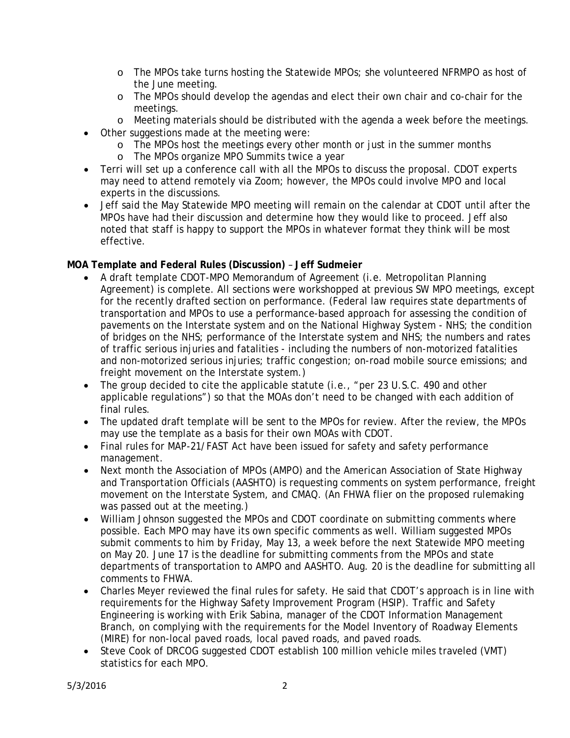- The MPOs take turns hosting the Statewide MPOs; she volunteered NFRMPO as host of the June meeting.
    - The MPOs should develop the agendas and elect their own chair and co-chair for the meetings.
    - Meeting materials should be distributed with the agenda a week before the meetings.
- Other suggestions made at the meeting were:
    - The MPOs host the meetings every other month or just in the summer months
    - The MPOs organize MPO Summits twice a year
- Terri will set up a conference call with all the MPOs to discuss the proposal. CDOT experts may need to attend remotely via Zoom; however, the MPOs could involve MPO and local experts in the discussions.
- Jeff said the May Statewide MPO meeting will remain on the calendar at CDOT until after the MPOs have had their discussion and determine how they would like to proceed. Jeff also noted that staff is happy to support the MPOs in whatever format they think will be most effective.

**MOA Template and Federal Rules (Discussion)** – **Jeff Sudmeier**

- A draft template CDOT-MPO Memorandum of Agreement (i.e. Metropolitan Planning Agreement) is complete. All sections were workshopped at previous SW MPO meetings, except for the recently drafted section on performance. (Federal law requires state departments of transportation and MPOs to use a performance-based approach for assessing the condition of pavements on the Interstate system and on the National Highway System - NHS; the condition of bridges on the NHS; performance of the Interstate system and NHS; the numbers and rates of traffic serious injuries and fatalities - including the numbers of non-motorized fatalities and non-motorized serious injuries; traffic congestion; on-road mobile source emissions; and freight movement on the Interstate system.)
- The group decided to cite the applicable statute (i.e., "per 23 U.S.C. 490 and other applicable regulations") so that the MOAs don't need to be changed with each addition of final rules.
- The updated draft template will be sent to the MPOs for review. After the review, the MPOs may use the template as a basis for their own MOAs with CDOT.
- Final rules for MAP-21/FAST Act have been issued for safety and safety performance management.
- Next month the Association of MPOs (AMPO) and the American Association of State Highway and Transportation Officials (AASHTO) is requesting comments on system performance, freight movement on the Interstate System, and CMAQ. (An FHWA flier on the proposed rulemaking was passed out at the meeting.)
- William Johnson suggested the MPOs and CDOT coordinate on submitting comments where possible. Each MPO may have its own specific comments as well. William suggested MPOs submit comments to him by Friday, May 13, a week before the next Statewide MPO meeting on May 20. June 17 is the deadline for submitting comments from the MPOs and state departments of transportation to AMPO and AASHTO. Aug. 20 is the deadline for submitting all comments to FHWA.
- Charles Meyer reviewed the final rules for safety. He said that CDOT's approach is in line with requirements for the Highway Safety Improvement Program (HSIP). Traffic and Safety Engineering is working with Erik Sabina, manager of the CDOT Information Management Branch, on complying with the requirements for the Model Inventory of Roadway Elements (MIRE) for non-local paved roads, local paved roads, and paved roads.
- Steve Cook of DRCOG suggested CDOT establish 100 million vehicle miles traveled (VMT) statistics for each MPO.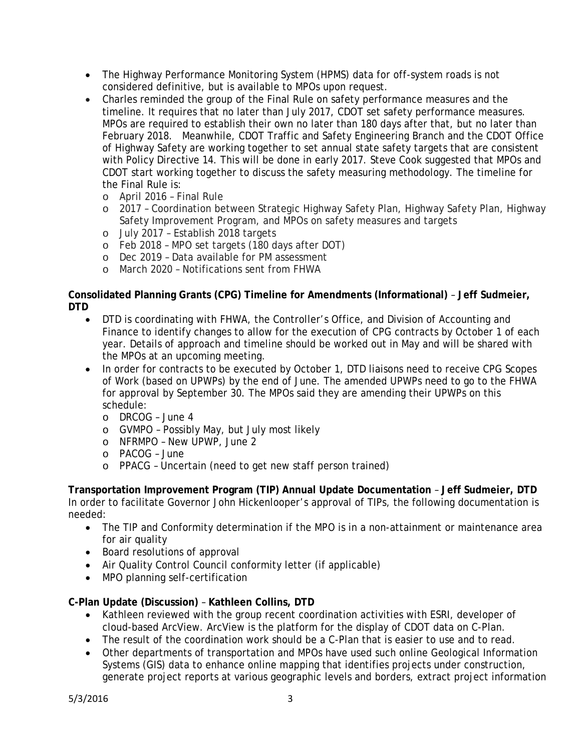- The Highway Performance Monitoring System (HPMS) data for off-system roads is not considered definitive, but is available to MPOs upon request.
- Charles reminded the group of the Final Rule on safety performance measures and the timeline. It requires that no later than July 2017, CDOT set safety performance measures. MPOs are required to establish their own no later than 180 days after that, but no later than February 2018. Meanwhile, CDOT Traffic and Safety Engineering Branch and the CDOT Office of Highway Safety are working together to set annual state safety targets that are consistent with Policy Directive 14. This will be done in early 2017. Steve Cook suggested that MPOs and CDOT start working together to discuss the safety measuring methodology. The timeline for the Final Rule is:
  - April 2016 – Final Rule
  - 2017 – Coordination between Strategic Highway Safety Plan, Highway Safety Plan, Highway Safety Improvement Program, and MPOs on safety measures and targets
  - July 2017 – Establish 2018 targets
  - Feb 2018 – MPO set targets (180 days after DOT)
  - Dec 2019 – Data available for PM assessment
  - March 2020 – Notifications sent from FHWA

**Consolidated Planning Grants (CPG) Timeline for Amendments (Informational)** – **Jeff Sudmeier, DTD**

- DTD is coordinating with FHWA, the Controller's Office, and Division of Accounting and Finance to identify changes to allow for the execution of CPG contracts by October 1 of each year. Details of approach and timeline should be worked out in May and will be shared with the MPOs at an upcoming meeting.
- In order for contracts to be executed by October 1, DTD liaisons need to receive CPG Scopes of Work (based on UPWPs) by the end of June. The amended UPWPs need to go to the FHWA for approval by September 30. The MPOs said they are amending their UPWPs on this schedule:
  - DRCOG – June 4
  - GVMPO – Possibly May, but July most likely
  - NFRMPO – New UPWP, June 2
  - PACOG – June
  - PPACG – Uncertain (need to get new staff person trained)

**Transportation Improvement Program (TIP) Annual Update Documentation** – **Jeff Sudmeier, DTD**

In order to facilitate Governor John Hickenlooper's approval of TIPs, the following documentation is needed:

- The TIP and Conformity determination if the MPO is in a non-attainment or maintenance area for air quality
- Board resolutions of approval
- Air Quality Control Council conformity letter (if applicable)
- MPO planning self-certification

**C-Plan Update (Discussion)** – **Kathleen Collins, DTD**

- Kathleen reviewed with the group recent coordination activities with ESRI, developer of cloud-based ArcView. ArcView is the platform for the display of CDOT data on C-Plan.
- The result of the coordination work should be a C-Plan that is easier to use and to read.
- Other departments of transportation and MPOs have used such online Geological Information Systems (GIS) data to enhance online mapping that identifies projects under construction, generate project reports at various geographic levels and borders, extract project information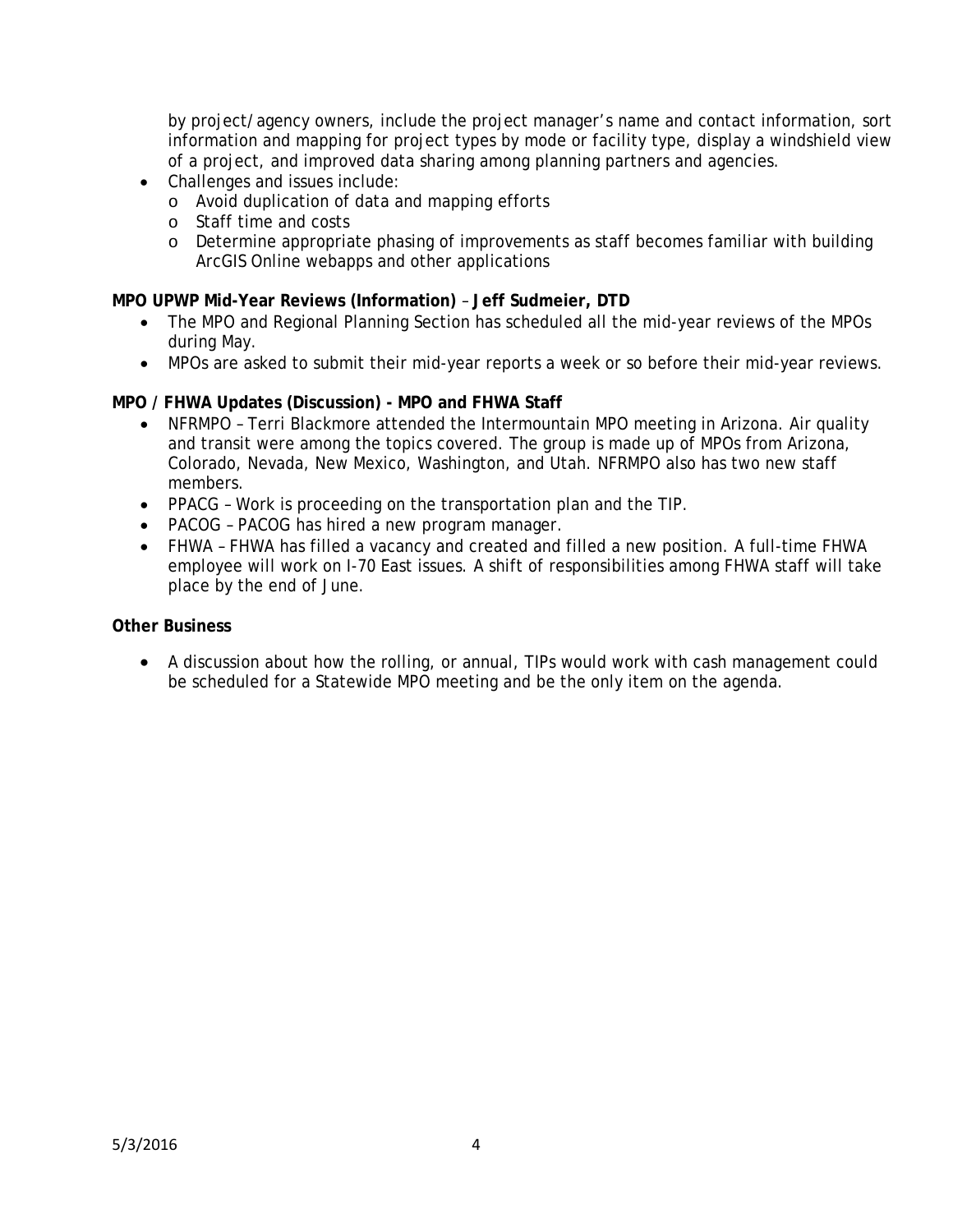by project/agency owners, include the project manager's name and contact information, sort information and mapping for project types by mode or facility type, display a windshield view of a project, and improved data sharing among planning partners and agencies.

- Challenges and issues include:
  - Avoid duplication of data and mapping efforts
  - Staff time and costs
  - Determine appropriate phasing of improvements as staff becomes familiar with building ArcGIS Online webapps and other applications

**MPO UPWP Mid-Year Reviews (Information)** – **Jeff Sudmeier, DTD**

- The MPO and Regional Planning Section has scheduled all the mid-year reviews of the MPOs during May.
- MPOs are asked to submit their mid-year reports a week or so before their mid-year reviews.

**MPO / FHWA Updates (Discussion) - MPO and FHWA Staff**

- NFRMPO – Terri Blackmore attended the Intermountain MPO meeting in Arizona. Air quality and transit were among the topics covered. The group is made up of MPOs from Arizona, Colorado, Nevada, New Mexico, Washington, and Utah. NFRMPO also has two new staff members.
- PPACG – Work is proceeding on the transportation plan and the TIP.
- PACOG – PACOG has hired a new program manager.
- FHWA – FHWA has filled a vacancy and created and filled a new position. A full-time FHWA employee will work on I-70 East issues. A shift of responsibilities among FHWA staff will take place by the end of June.

**Other Business**

- A discussion about how the rolling, or annual, TIPs would work with cash management could be scheduled for a Statewide MPO meeting and be the only item on the agenda.